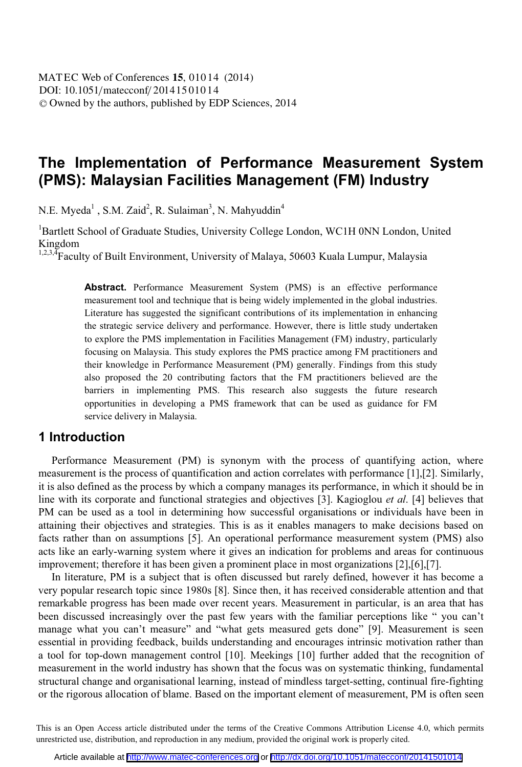# The Implementation of Performance Measurement System (PMS): Malaysian Facilities Management (FM) Industry

N.E. Myeda[1] , S.M. Zaid[2], R. Sulaiman[3], N. Mahyuddin[4]

[1]Bartlett School of Graduate Studies, University College London, WC1H 0NN London, United Kingdom

[1,2,3,4]Faculty of Built Environment, University of Malaya, 50603 Kuala Lumpur, Malaysia

**Abstract.** Performance Measurement System (PMS) is an effective performance measurement tool and technique that is being widely implemented in the global industries. Literature has suggested the significant contributions of its implementation in enhancing the strategic service delivery and performance. However, there is little study undertaken to explore the PMS implementation in Facilities Management (FM) industry, particularly focusing on Malaysia. This study explores the PMS practice among FM practitioners and their knowledge in Performance Measurement (PM) generally. Findings from this study also proposed the 20 contributing factors that the FM practitioners believed are the barriers in implementing PMS. This research also suggests the future research opportunities in developing a PMS framework that can be used as guidance for FM service delivery in Malaysia.

## 1 Introduction

Performance Measurement (PM) is synonym with the process of quantifying action, where measurement is the process of quantification and action correlates with performance [1],[2]. Similarly, it is also defined as the process by which a company manages its performance, in which it should be in line with its corporate and functional strategies and objectives [3]. Kagioglou *et al*. [4] believes that PM can be used as a tool in determining how successful organisations or individuals have been in attaining their objectives and strategies. This is as it enables managers to make decisions based on facts rather than on assumptions [5]. An operational performance measurement system (PMS) also acts like an early-warning system where it gives an indication for problems and areas for continuous improvement; therefore it has been given a prominent place in most organizations [2],[6],[7].

In literature, PM is a subject that is often discussed but rarely defined, however it has become a very popular research topic since 1980s [8]. Since then, it has received considerable attention and that remarkable progress has been made over recent years. Measurement in particular, is an area that has been discussed increasingly over the past few years with the familiar perceptions like " you can't manage what you can't measure" and "what gets measured gets done" [9]. Measurement is seen essential in providing feedback, builds understanding and encourages intrinsic motivation rather than a tool for top-down management control [10]. Meekings [10] further added that the recognition of measurement in the world industry has shown that the focus was on systematic thinking, fundamental structural change and organisational learning, instead of mindless target-setting, continual fire-fighting or the rigorous allocation of blame. Based on the important element of measurement, PM is often seen

This is an Open Access article distributed under the terms of the Creative Commons Attribution License 4.0, which permits unrestricted use, distribution, and reproduction in any medium, provided the original work is properly cited.

Article available at http://www.matec-conferences.org or http://dx.doi.org/10.1051/matecconf/20141501014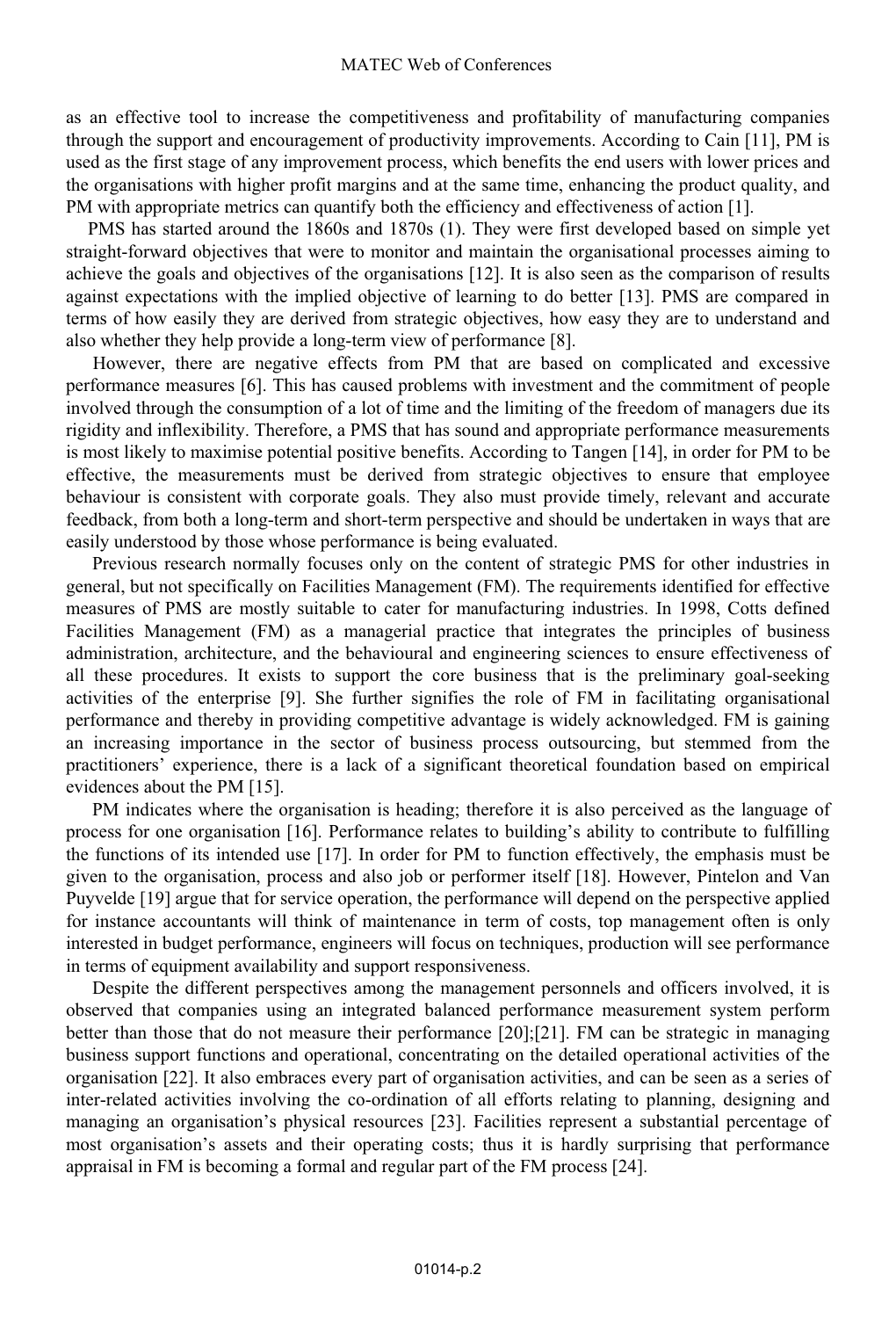as an effective tool to increase the competitiveness and profitability of manufacturing companies through the support and encouragement of productivity improvements. According to Cain [11], PM is used as the first stage of any improvement process, which benefits the end users with lower prices and the organisations with higher profit margins and at the same time, enhancing the product quality, and PM with appropriate metrics can quantify both the efficiency and effectiveness of action [1].

PMS has started around the 1860s and 1870s (1). They were first developed based on simple yet straight-forward objectives that were to monitor and maintain the organisational processes aiming to achieve the goals and objectives of the organisations [12]. It is also seen as the comparison of results against expectations with the implied objective of learning to do better [13]. PMS are compared in terms of how easily they are derived from strategic objectives, how easy they are to understand and also whether they help provide a long-term view of performance [8].

However, there are negative effects from PM that are based on complicated and excessive performance measures [6]. This has caused problems with investment and the commitment of people involved through the consumption of a lot of time and the limiting of the freedom of managers due its rigidity and inflexibility. Therefore, a PMS that has sound and appropriate performance measurements is most likely to maximise potential positive benefits. According to Tangen [14], in order for PM to be effective, the measurements must be derived from strategic objectives to ensure that employee behaviour is consistent with corporate goals. They also must provide timely, relevant and accurate feedback, from both a long-term and short-term perspective and should be undertaken in ways that are easily understood by those whose performance is being evaluated.

Previous research normally focuses only on the content of strategic PMS for other industries in general, but not specifically on Facilities Management (FM). The requirements identified for effective measures of PMS are mostly suitable to cater for manufacturing industries. In 1998, Cotts defined Facilities Management (FM) as a managerial practice that integrates the principles of business administration, architecture, and the behavioural and engineering sciences to ensure effectiveness of all these procedures. It exists to support the core business that is the preliminary goal-seeking activities of the enterprise [9]. She further signifies the role of FM in facilitating organisational performance and thereby in providing competitive advantage is widely acknowledged. FM is gaining an increasing importance in the sector of business process outsourcing, but stemmed from the practitioners' experience, there is a lack of a significant theoretical foundation based on empirical evidences about the PM [15].

PM indicates where the organisation is heading; therefore it is also perceived as the language of process for one organisation [16]. Performance relates to building's ability to contribute to fulfilling the functions of its intended use [17]. In order for PM to function effectively, the emphasis must be given to the organisation, process and also job or performer itself [18]. However, Pintelon and Van Puyvelde [19] argue that for service operation, the performance will depend on the perspective applied for instance accountants will think of maintenance in term of costs, top management often is only interested in budget performance, engineers will focus on techniques, production will see performance in terms of equipment availability and support responsiveness.

Despite the different perspectives among the management personnels and officers involved, it is observed that companies using an integrated balanced performance measurement system perform better than those that do not measure their performance [20];[21]. FM can be strategic in managing business support functions and operational, concentrating on the detailed operational activities of the organisation [22]. It also embraces every part of organisation activities, and can be seen as a series of inter-related activities involving the co-ordination of all efforts relating to planning, designing and managing an organisation's physical resources [23]. Facilities represent a substantial percentage of most organisation's assets and their operating costs; thus it is hardly surprising that performance appraisal in FM is becoming a formal and regular part of the FM process [24].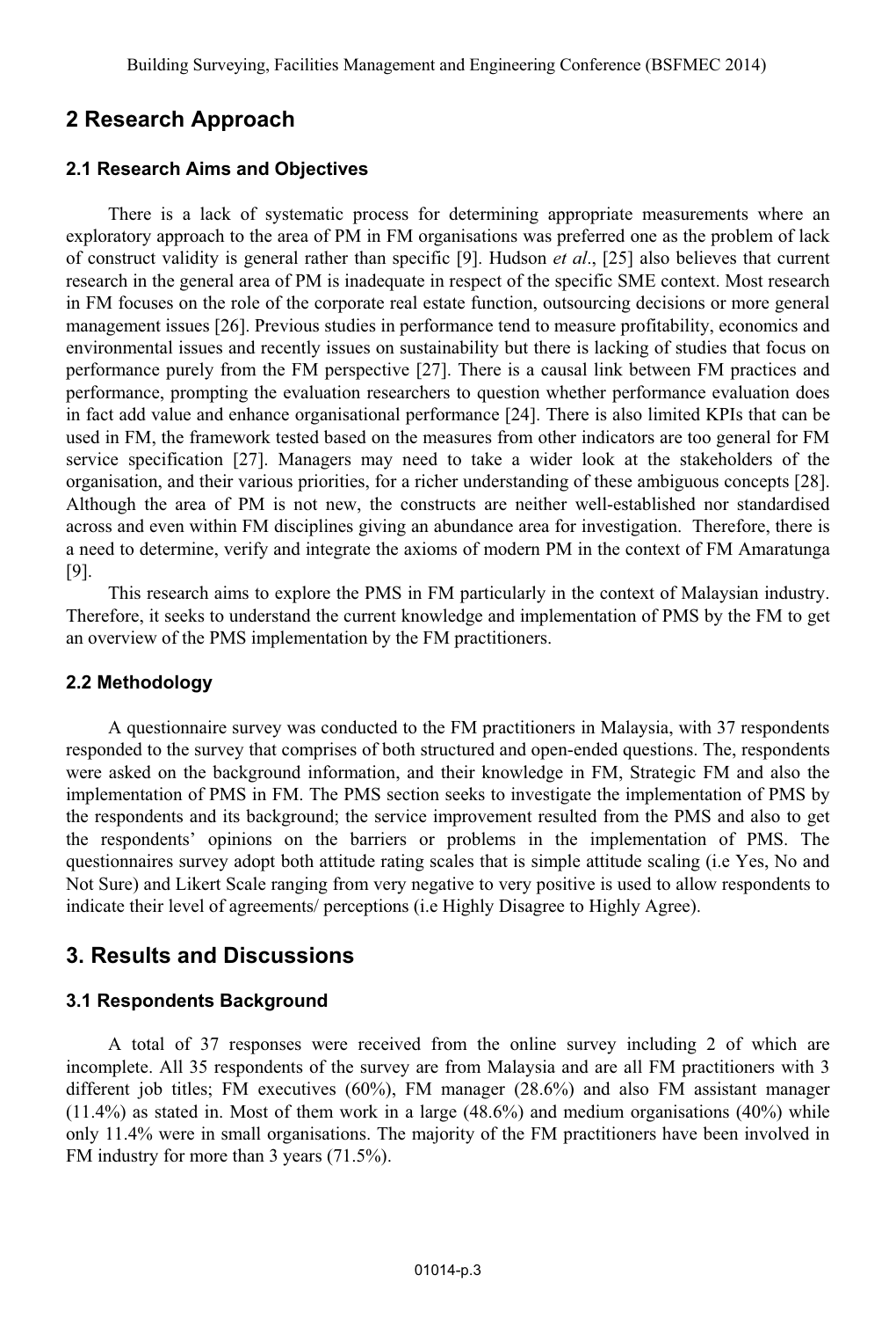## 2 Research Approach

### 2.1 Research Aims and Objectives

There is a lack of systematic process for determining appropriate measurements where an exploratory approach to the area of PM in FM organisations was preferred one as the problem of lack of construct validity is general rather than specific [9]. Hudson *et al*., [25] also believes that current research in the general area of PM is inadequate in respect of the specific SME context. Most research in FM focuses on the role of the corporate real estate function, outsourcing decisions or more general management issues [26]. Previous studies in performance tend to measure profitability, economics and environmental issues and recently issues on sustainability but there is lacking of studies that focus on performance purely from the FM perspective [27]. There is a causal link between FM practices and performance, prompting the evaluation researchers to question whether performance evaluation does in fact add value and enhance organisational performance [24]. There is also limited KPIs that can be used in FM, the framework tested based on the measures from other indicators are too general for FM service specification [27]. Managers may need to take a wider look at the stakeholders of the organisation, and their various priorities, for a richer understanding of these ambiguous concepts [28]. Although the area of PM is not new, the constructs are neither well-established nor standardised across and even within FM disciplines giving an abundance area for investigation. Therefore, there is a need to determine, verify and integrate the axioms of modern PM in the context of FM Amaratunga [9].

This research aims to explore the PMS in FM particularly in the context of Malaysian industry. Therefore, it seeks to understand the current knowledge and implementation of PMS by the FM to get an overview of the PMS implementation by the FM practitioners.

### 2.2 Methodology

A questionnaire survey was conducted to the FM practitioners in Malaysia, with 37 respondents responded to the survey that comprises of both structured and open-ended questions. The, respondents were asked on the background information, and their knowledge in FM, Strategic FM and also the implementation of PMS in FM. The PMS section seeks to investigate the implementation of PMS by the respondents and its background; the service improvement resulted from the PMS and also to get the respondents' opinions on the barriers or problems in the implementation of PMS. The questionnaires survey adopt both attitude rating scales that is simple attitude scaling (i.e Yes, No and Not Sure) and Likert Scale ranging from very negative to very positive is used to allow respondents to indicate their level of agreements/ perceptions (i.e Highly Disagree to Highly Agree).

## 3. Results and Discussions

### 3.1 Respondents Background

A total of 37 responses were received from the online survey including 2 of which are incomplete. All 35 respondents of the survey are from Malaysia and are all FM practitioners with 3 different job titles; FM executives (60%), FM manager (28.6%) and also FM assistant manager (11.4%) as stated in. Most of them work in a large (48.6%) and medium organisations (40%) while only 11.4% were in small organisations. The majority of the FM practitioners have been involved in FM industry for more than 3 years (71.5%).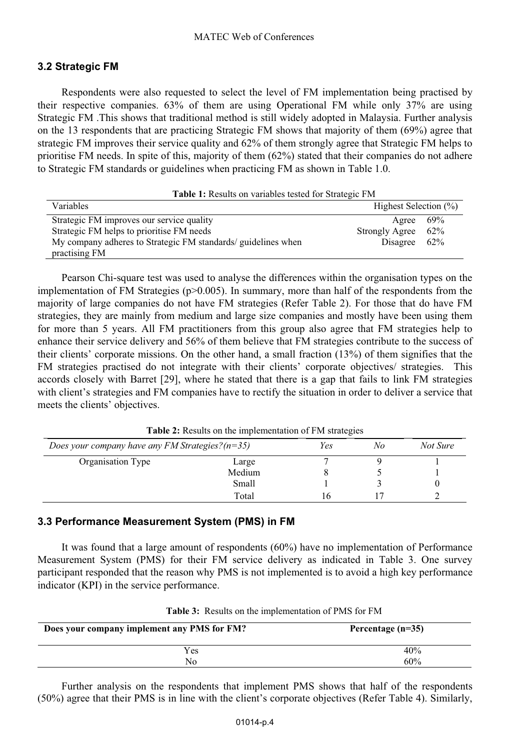### 3.2 Strategic FM

Respondents were also requested to select the level of FM implementation being practised by their respective companies. 63% of them are using Operational FM while only 37% are using Strategic FM .This shows that traditional method is still widely adopted in Malaysia. Further analysis on the 13 respondents that are practicing Strategic FM shows that majority of them (69%) agree that strategic FM improves their service quality and 62% of them strongly agree that Strategic FM helps to prioritise FM needs. In spite of this, majority of them (62%) stated that their companies do not adhere to Strategic FM standards or guidelines when practicing FM as shown in Table 1.0.

**Table 1:** Results on variables tested for Strategic FM

| Variables | Highest Selection (%) | |
|---|---|---|
| Strategic FM improves our service quality | Agree | 69% |
| Strategic FM helps to prioritise FM needs | Strongly Agree | 62% |
| My company adheres to Strategic FM standards/ guidelines when practising FM | Disagree | 62% |

Pearson Chi-square test was used to analyse the differences within the organisation types on the implementation of FM Strategies ($p>0.005$). In summary, more than half of the respondents from the majority of large companies do not have FM strategies (Refer Table 2). For those that do have FM strategies, they are mainly from medium and large size companies and mostly have been using them for more than 5 years. All FM practitioners from this group also agree that FM strategies help to enhance their service delivery and 56% of them believe that FM strategies contribute to the success of their clients' corporate missions. On the other hand, a small fraction (13%) of them signifies that the FM strategies practised do not integrate with their clients' corporate objectives/ strategies. This accords closely with Barret [29], where he stated that there is a gap that fails to link FM strategies with client's strategies and FM companies have to rectify the situation in order to deliver a service that meets the clients' objectives.

**Table 2:** Results on the implementation of FM strategies

| *Does your company have any FM Strategies?(n=35)* | | *Yes* | *No* | *Not Sure* |
|---|---|---|---|---|
| Organisation Type | Large | 7 | 9 | 1 |
| | Medium | 8 | 5 | 1 |
| | Small | 1 | 3 | 0 |
| | Total | 16 | 17 | 2 |

### 3.3 Performance Measurement System (PMS) in FM

It was found that a large amount of respondents (60%) have no implementation of Performance Measurement System (PMS) for their FM service delivery as indicated in Table 3. One survey participant responded that the reason why PMS is not implemented is to avoid a high key performance indicator (KPI) in the service performance.

**Table 3:** Results on the implementation of PMS for FM

| **Does your company implement any PMS for FM?** | **Percentage (n=35)** |
|---|---|
| Yes | 40% |
| No | 60% |

Further analysis on the respondents that implement PMS shows that half of the respondents (50%) agree that their PMS is in line with the client's corporate objectives (Refer Table 4). Similarly,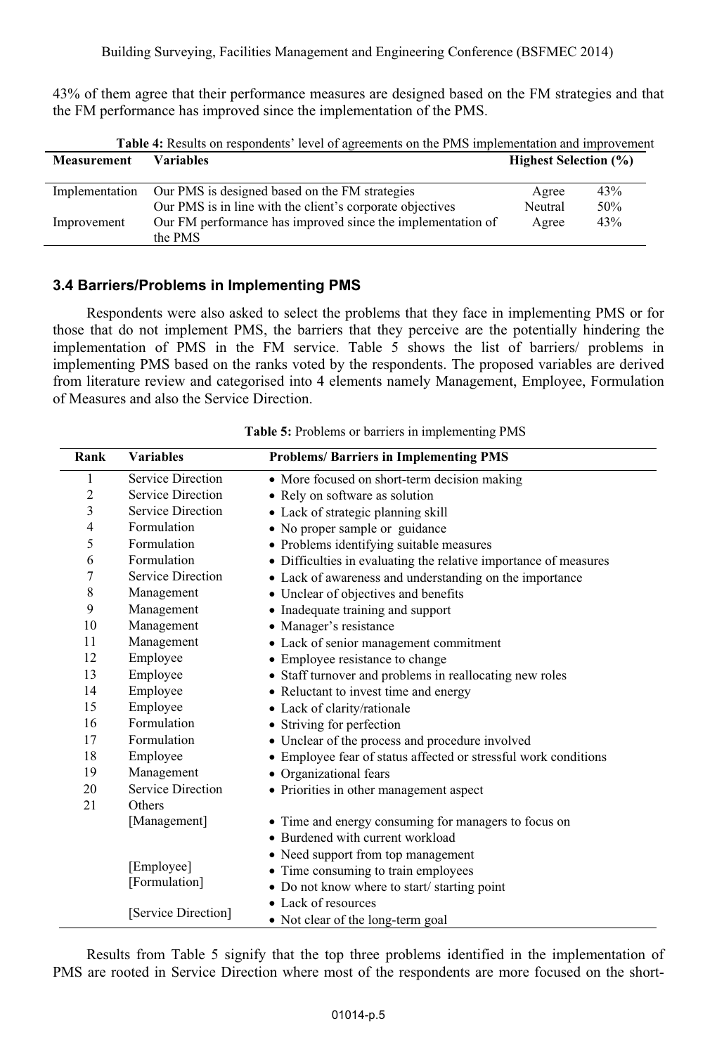43% of them agree that their performance measures are designed based on the FM strategies and that the FM performance has improved since the implementation of the PMS.

**Table 4:** Results on respondents' level of agreements on the PMS implementation and improvement

| Measurement | Variables | Highest Selection (%) | |
|---|---|---|---|
| Implementation | Our PMS is designed based on the FM strategies | Agree | 43% |
| | Our PMS is in line with the client's corporate objectives | Neutral | 50% |
| Improvement | Our FM performance has improved since the implementation of the PMS | Agree | 43% |

### 3.4 Barriers/Problems in Implementing PMS

Respondents were also asked to select the problems that they face in implementing PMS or for those that do not implement PMS, the barriers that they perceive are the potentially hindering the implementation of PMS in the FM service. Table 5 shows the list of barriers/ problems in implementing PMS based on the ranks voted by the respondents. The proposed variables are derived from literature review and categorised into 4 elements namely Management, Employee, Formulation of Measures and also the Service Direction.

**Table 5:** Problems or barriers in implementing PMS

| Rank | Variables | Problems/ Barriers in Implementing PMS |
|---|---|---|
| 1 | Service Direction | • More focused on short-term decision making |
| 2 | Service Direction | • Rely on software as solution |
| 3 | Service Direction | • Lack of strategic planning skill |
| 4 | Formulation | • No proper sample or guidance |
| 5 | Formulation | • Problems identifying suitable measures |
| 6 | Formulation | • Difficulties in evaluating the relative importance of measures |
| 7 | Service Direction | • Lack of awareness and understanding on the importance |
| 8 | Management | • Unclear of objectives and benefits |
| 9 | Management | • Inadequate training and support |
| 10 | Management | • Manager's resistance |
| 11 | Management | • Lack of senior management commitment |
| 12 | Employee | • Employee resistance to change |
| 13 | Employee | • Staff turnover and problems in reallocating new roles |
| 14 | Employee | • Reluctant to invest time and energy |
| 15 | Employee | • Lack of clarity/rationale |
| 16 | Formulation | • Striving for perfection |
| 17 | Formulation | • Unclear of the process and procedure involved |
| 18 | Employee | • Employee fear of status affected or stressful work conditions |
| 19 | Management | • Organizational fears |
| 20 | Service Direction | • Priorities in other management aspect |
| 21 | Others | |
| | [Management] | • Time and energy consuming for managers to focus on<br>• Burdened with current workload<br>• Need support from top management |
| | [Employee] | • Time consuming to train employees |
| | [Formulation] | • Do not know where to start/ starting point |
| | [Service Direction] | • Lack of resources<br>• Not clear of the long-term goal |

Results from Table 5 signify that the top three problems identified in the implementation of PMS are rooted in Service Direction where most of the respondents are more focused on the short-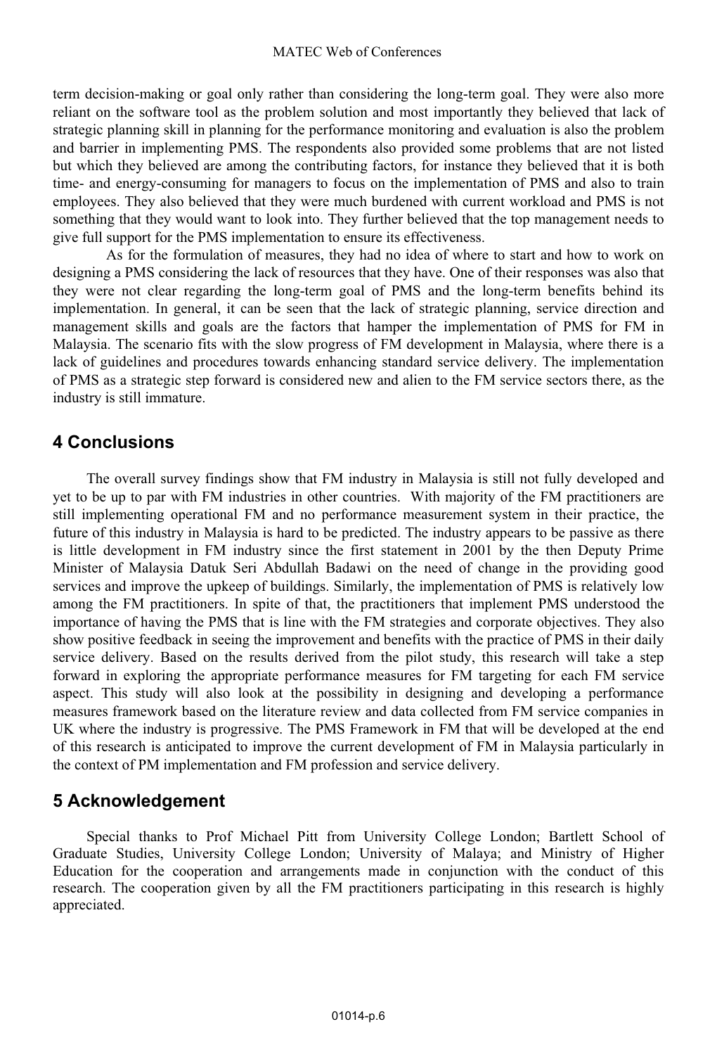term decision-making or goal only rather than considering the long-term goal. They were also more reliant on the software tool as the problem solution and most importantly they believed that lack of strategic planning skill in planning for the performance monitoring and evaluation is also the problem and barrier in implementing PMS. The respondents also provided some problems that are not listed but which they believed are among the contributing factors, for instance they believed that it is both time- and energy-consuming for managers to focus on the implementation of PMS and also to train employees. They also believed that they were much burdened with current workload and PMS is not something that they would want to look into. They further believed that the top management needs to give full support for the PMS implementation to ensure its effectiveness.

As for the formulation of measures, they had no idea of where to start and how to work on designing a PMS considering the lack of resources that they have. One of their responses was also that they were not clear regarding the long-term goal of PMS and the long-term benefits behind its implementation. In general, it can be seen that the lack of strategic planning, service direction and management skills and goals are the factors that hamper the implementation of PMS for FM in Malaysia. The scenario fits with the slow progress of FM development in Malaysia, where there is a lack of guidelines and procedures towards enhancing standard service delivery. The implementation of PMS as a strategic step forward is considered new and alien to the FM service sectors there, as the industry is still immature.

## 4 Conclusions

The overall survey findings show that FM industry in Malaysia is still not fully developed and yet to be up to par with FM industries in other countries. With majority of the FM practitioners are still implementing operational FM and no performance measurement system in their practice, the future of this industry in Malaysia is hard to be predicted. The industry appears to be passive as there is little development in FM industry since the first statement in 2001 by the then Deputy Prime Minister of Malaysia Datuk Seri Abdullah Badawi on the need of change in the providing good services and improve the upkeep of buildings. Similarly, the implementation of PMS is relatively low among the FM practitioners. In spite of that, the practitioners that implement PMS understood the importance of having the PMS that is line with the FM strategies and corporate objectives. They also show positive feedback in seeing the improvement and benefits with the practice of PMS in their daily service delivery. Based on the results derived from the pilot study, this research will take a step forward in exploring the appropriate performance measures for FM targeting for each FM service aspect. This study will also look at the possibility in designing and developing a performance measures framework based on the literature review and data collected from FM service companies in UK where the industry is progressive. The PMS Framework in FM that will be developed at the end of this research is anticipated to improve the current development of FM in Malaysia particularly in the context of PM implementation and FM profession and service delivery.

## 5 Acknowledgement

Special thanks to Prof Michael Pitt from University College London; Bartlett School of Graduate Studies, University College London; University of Malaya; and Ministry of Higher Education for the cooperation and arrangements made in conjunction with the conduct of this research. The cooperation given by all the FM practitioners participating in this research is highly appreciated.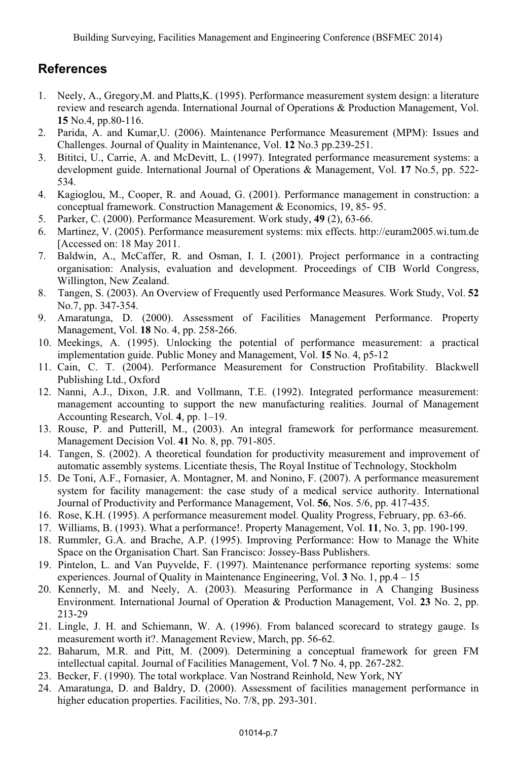## References

1. Neely, A., Gregory,M. and Platts,K. (1995). Performance measurement system design: a literature review and research agenda. International Journal of Operations & Production Management, Vol. **15** No.4, pp.80-116.
2. Parida, A. and Kumar,U. (2006). Maintenance Performance Measurement (MPM): Issues and Challenges. Journal of Quality in Maintenance, Vol. **12** No.3 pp.239-251.
3. Bititci, U., Carrie, A. and McDevitt, L. (1997). Integrated performance measurement systems: a development guide. International Journal of Operations & Management, Vol. **17** No.5, pp. 522-534.
4. Kagioglou, M., Cooper, R. and Aouad, G. (2001). Performance management in construction: a conceptual framework. Construction Management & Economics, 19, 85- 95.
5. Parker, C. (2000). Performance Measurement. Work study, **49** (2), 63-66.
6. Martinez, V. (2005). Performance measurement systems: mix effects. http://euram2005.wi.tum.de [Accessed on: 18 May 2011.
7. Baldwin, A., McCaffer, R. and Osman, I. I. (2001). Project performance in a contracting organisation: Analysis, evaluation and development. Proceedings of CIB World Congress, Willington, New Zealand.
8. Tangen, S. (2003). An Overview of Frequently used Performance Measures. Work Study, Vol. **52** No.7, pp. 347-354.
9. Amaratunga, D. (2000). Assessment of Facilities Management Performance. Property Management, Vol. **18** No. 4, pp. 258-266.
10. Meekings, A. (1995). Unlocking the potential of performance measurement: a practical implementation guide. Public Money and Management, Vol. **15** No. 4, p5-12
11. Cain, C. T. (2004). Performance Measurement for Construction Profitability. Blackwell Publishing Ltd., Oxford
12. Nanni, A.J., Dixon, J.R. and Vollmann, T.E. (1992). Integrated performance measurement: management accounting to support the new manufacturing realities. Journal of Management Accounting Research, Vol. **4**, pp. 1–19.
13. Rouse, P. and Putterill, M., (2003). An integral framework for performance measurement. Management Decision Vol. **41** No. 8, pp. 791-805.
14. Tangen, S. (2002). A theoretical foundation for productivity measurement and improvement of automatic assembly systems. Licentiate thesis, The Royal Institue of Technology, Stockholm
15. De Toni, A.F., Fornasier, A. Montagner, M. and Nonino, F. (2007). A performance measurement system for facility management: the case study of a medical service authority. International Journal of Productivity and Performance Management, Vol. **56**, Nos. 5/6, pp. 417-435.
16. Rose, K.H. (1995). A performance measurement model. Quality Progress, February, pp. 63-66.
17. Williams, B. (1993). What a performance!. Property Management, Vol. **11**, No. 3, pp. 190-199.
18. Rummler, G.A. and Brache, A.P. (1995). Improving Performance: How to Manage the White Space on the Organisation Chart. San Francisco: Jossey-Bass Publishers.
19. Pintelon, L. and Van Puyvelde, F. (1997). Maintenance performance reporting systems: some experiences. Journal of Quality in Maintenance Engineering, Vol. **3** No. 1, pp.4 – 15
20. Kennerly, M. and Neely, A. (2003). Measuring Performance in A Changing Business Environment. International Journal of Operation & Production Management, Vol. **23** No. 2, pp. 213-29
21. Lingle, J. H. and Schiemann, W. A. (1996). From balanced scorecard to strategy gauge. Is measurement worth it?. Management Review, March, pp. 56-62.
22. Baharum, M.R. and Pitt, M. (2009). Determining a conceptual framework for green FM intellectual capital. Journal of Facilities Management, Vol. **7** No. 4, pp. 267-282.
23. Becker, F. (1990). The total workplace. Van Nostrand Reinhold, New York, NY
24. Amaratunga, D. and Baldry, D. (2000). Assessment of facilities management performance in higher education properties. Facilities, No. 7/8, pp. 293-301.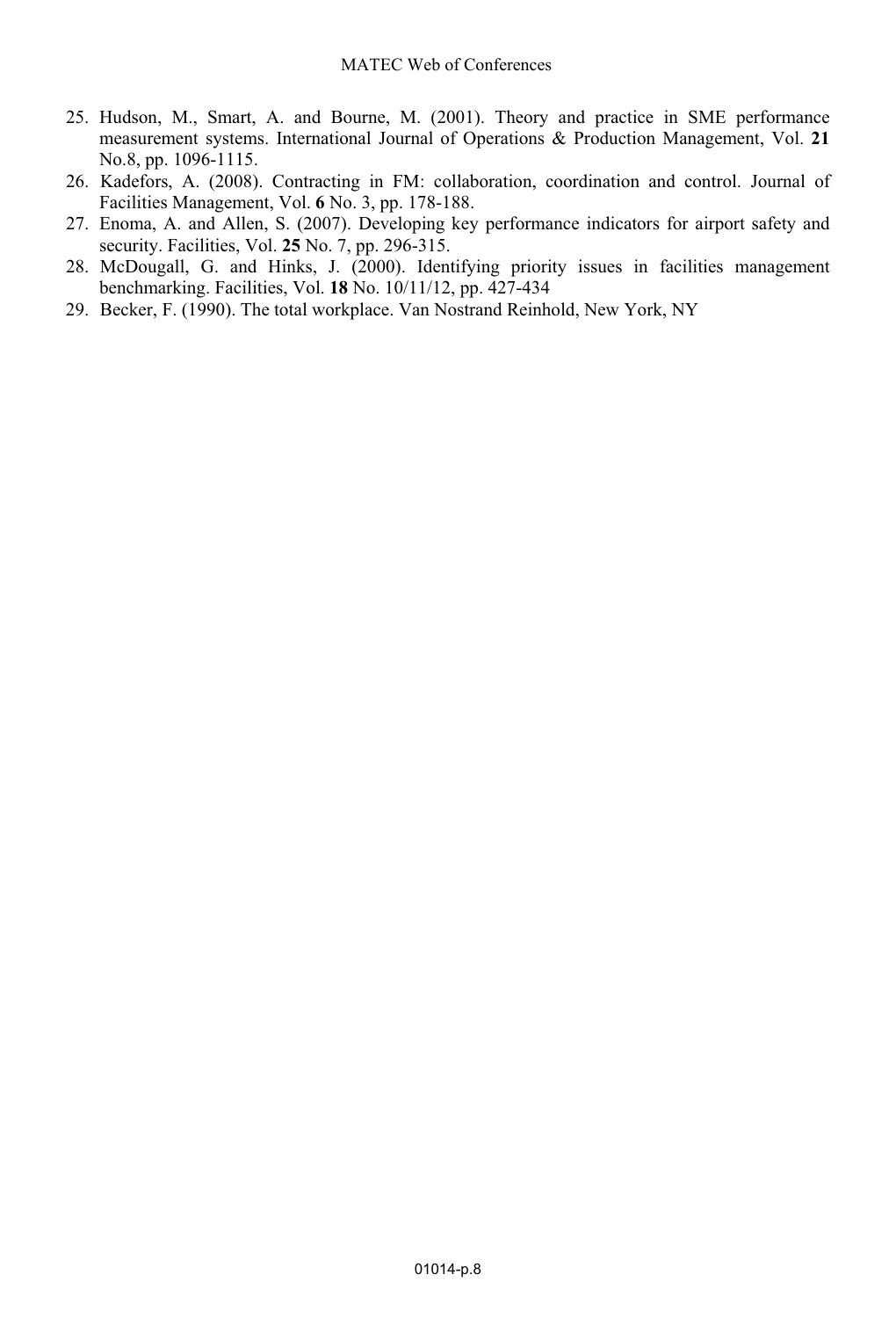25. Hudson, M., Smart, A. and Bourne, M. (2001). Theory and practice in SME performance measurement systems. International Journal of Operations & Production Management, Vol. **21** No.8, pp. 1096-1115.
26. Kadefors, A. (2008). Contracting in FM: collaboration, coordination and control. Journal of Facilities Management, Vol. **6** No. 3, pp. 178-188.
27. Enoma, A. and Allen, S. (2007). Developing key performance indicators for airport safety and security. Facilities, Vol. **25** No. 7, pp. 296-315.
28. McDougall, G. and Hinks, J. (2000). Identifying priority issues in facilities management benchmarking. Facilities, Vol. **18** No. 10/11/12, pp. 427-434
29. Becker, F. (1990). The total workplace. Van Nostrand Reinhold, New York, NY